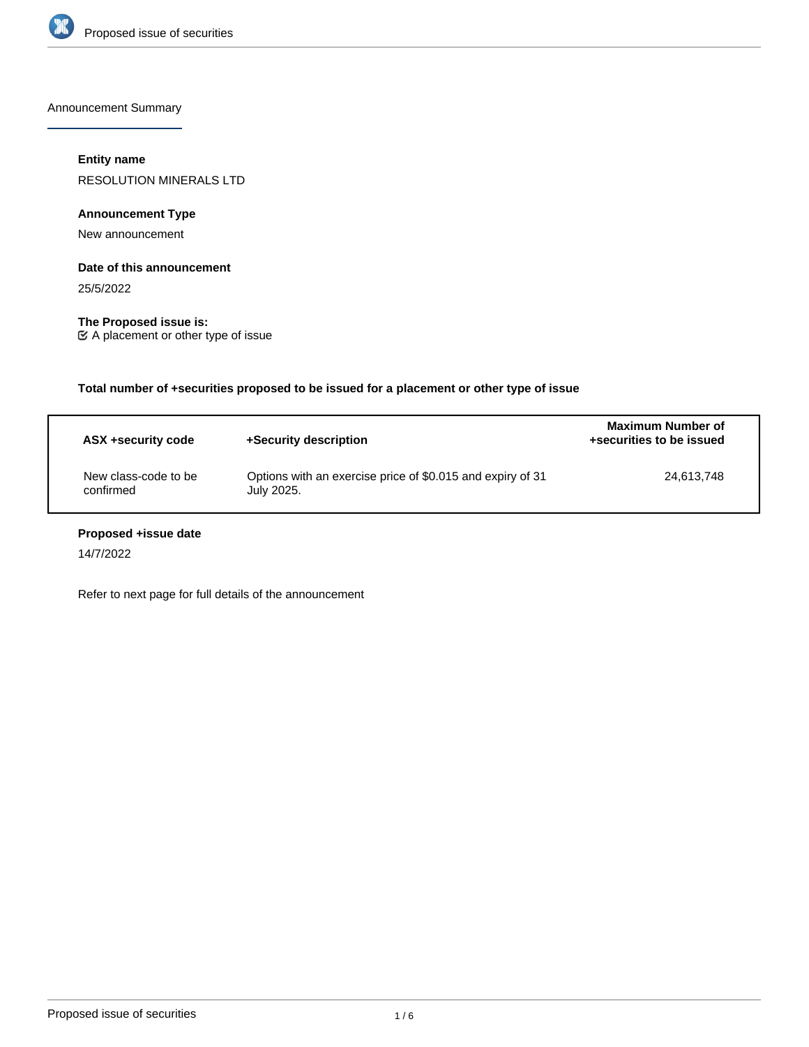## Announcement Summary

**Entity name**

RESOLUTION MINERALS LTD

**Announcement Type**

New announcement

**Date of this announcement**

25/5/2022

**The Proposed issue is:**

☑ A placement or other type of issue

**Total number of +securities proposed to be issued for a placement or other type of issue**

| ASX +security code | +Security description | Maximum Number of +securities to be issued |
| --- | --- | --- |
| New class-code to be confirmed | Options with an exercise price of $0.015 and expiry of 31 July 2025. | 24,613,748 |

**Proposed +issue date**

14/7/2022

Refer to next page for full details of the announcement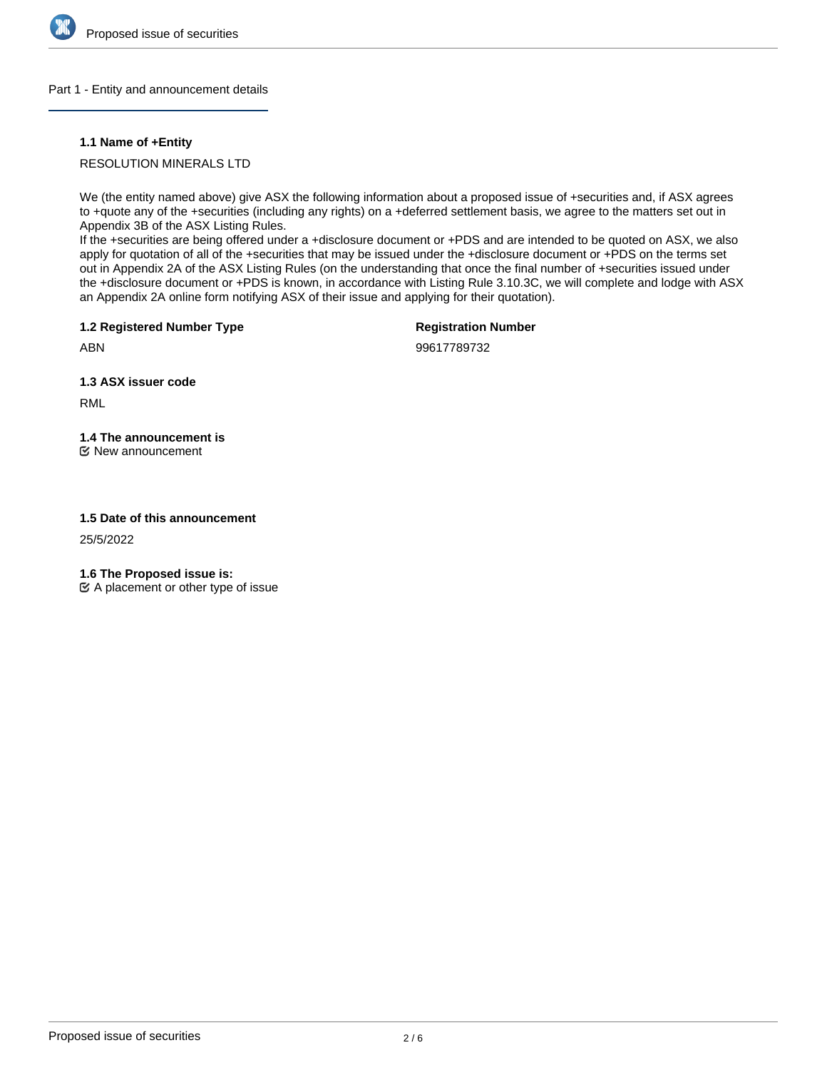## Part 1 - Entity and announcement details

### 1.1 Name of +Entity

RESOLUTION MINERALS LTD

We (the entity named above) give ASX the following information about a proposed issue of +securities and, if ASX agrees to +quote any of the +securities (including any rights) on a +deferred settlement basis, we agree to the matters set out in Appendix 3B of the ASX Listing Rules.
If the +securities are being offered under a +disclosure document or +PDS and are intended to be quoted on ASX, we also apply for quotation of all of the +securities that may be issued under the +disclosure document or +PDS on the terms set out in Appendix 2A of the ASX Listing Rules (on the understanding that once the final number of +securities issued under the +disclosure document or +PDS is known, in accordance with Listing Rule 3.10.3C, we will complete and lodge with ASX an Appendix 2A online form notifying ASX of their issue and applying for their quotation).

### 1.2 Registered Number Type

ABN

**Registration Number**

99617789732

### 1.3 ASX issuer code

RML

### 1.4 The announcement is

New announcement

### 1.5 Date of this announcement

25/5/2022

### 1.6 The Proposed issue is:

A placement or other type of issue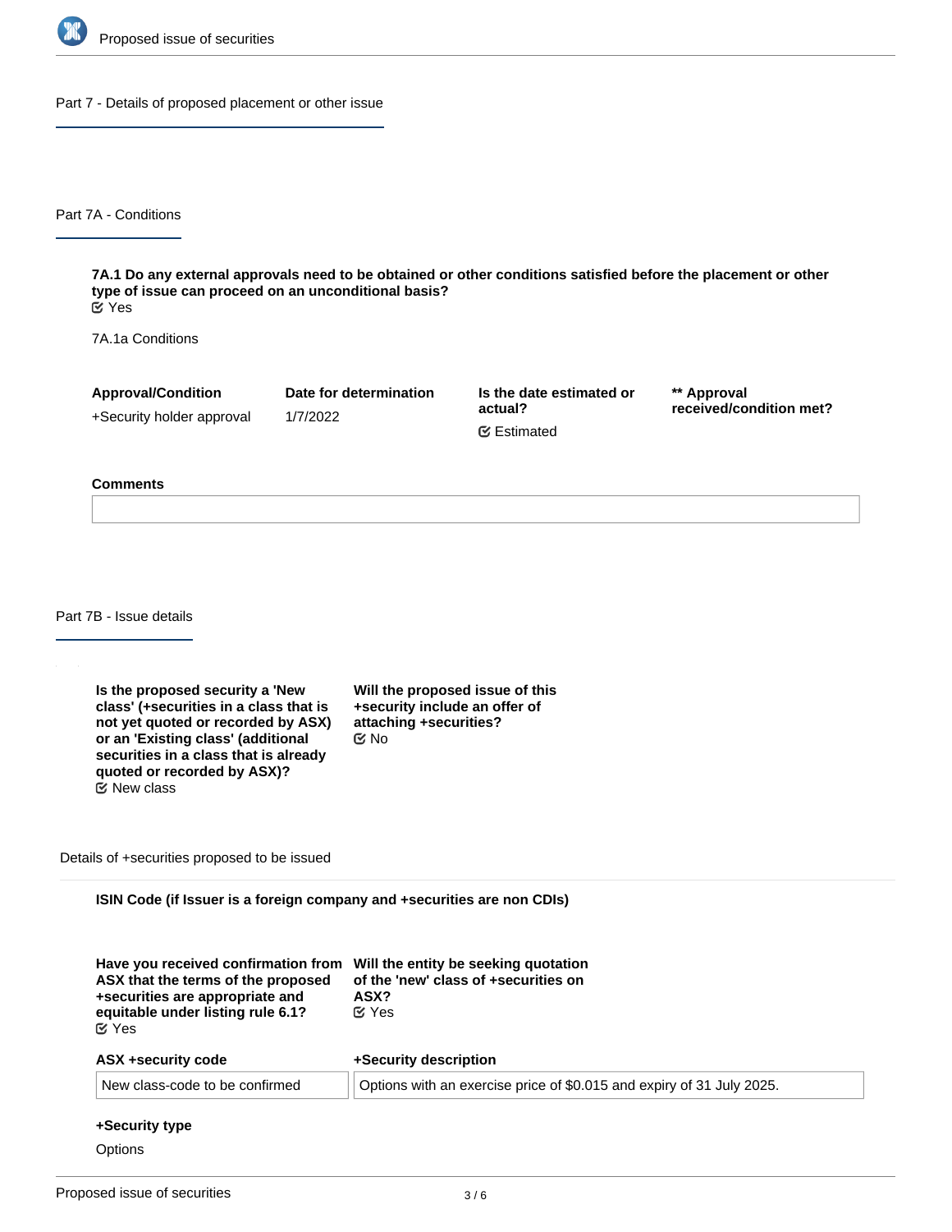## Part 7 - Details of proposed placement or other issue

### Part 7A - Conditions

**7A.1 Do any external approvals need to be obtained or other conditions satisfied before the placement or other type of issue can proceed on an unconditional basis?**
Yes

7A.1a Conditions

| Approval/Condition | Date for determination | Is the date estimated or actual? | ** Approval received/condition met? |
|---|---|---|---|
| +Security holder approval | 1/7/2022 | Estimated | |

**Comments**

### Part 7B - Issue details

**Is the proposed security a 'New class' (+securities in a class that is not yet quoted or recorded by ASX) or an 'Existing class' (additional securities in a class that is already quoted or recorded by ASX)?**
New class

**Will the proposed issue of this +security include an offer of attaching +securities?**
No

Details of +securities proposed to be issued

**ISIN Code (if Issuer is a foreign company and +securities are non CDIs)**

**Have you received confirmation from ASX that the terms of the proposed +securities are appropriate and equitable under listing rule 6.1?**
Yes

**Will the entity be seeking quotation of the 'new' class of +securities on ASX?**
Yes

| ASX +security code | +Security description |
|---|---|
| New class-code to be confirmed | Options with an exercise price of $0.015 and expiry of 31 July 2025. |

**+Security type**

Options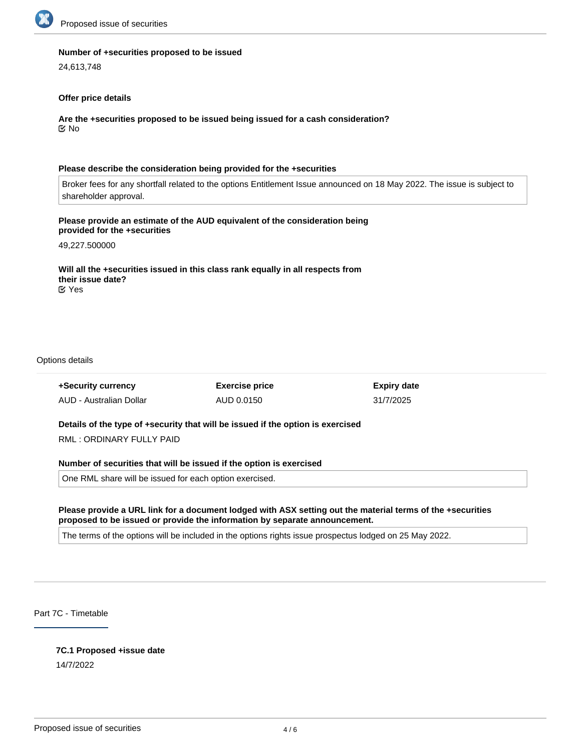**Number of +securities proposed to be issued**

24,613,748

**Offer price details**

**Are the +securities proposed to be issued being issued for a cash consideration?**

☑ No

**Please describe the consideration being provided for the +securities**

Broker fees for any shortfall related to the options Entitlement Issue announced on 18 May 2022. The issue is subject to shareholder approval.

**Please provide an estimate of the AUD equivalent of the consideration being provided for the +securities**

49,227.500000

**Will all the +securities issued in this class rank equally in all respects from their issue date?**

☑ Yes

Options details

| +Security currency | Exercise price | Expiry date |
| --- | --- | --- |
| AUD - Australian Dollar | AUD 0.0150 | 31/7/2025 |

**Details of the type of +security that will be issued if the option is exercised**

RML : ORDINARY FULLY PAID

**Number of securities that will be issued if the option is exercised**

One RML share will be issued for each option exercised.

**Please provide a URL link for a document lodged with ASX setting out the material terms of the +securities proposed to be issued or provide the information by separate announcement.**

The terms of the options will be included in the options rights issue prospectus lodged on 25 May 2022.

Part 7C - Timetable

**7C.1 Proposed +issue date**

14/7/2022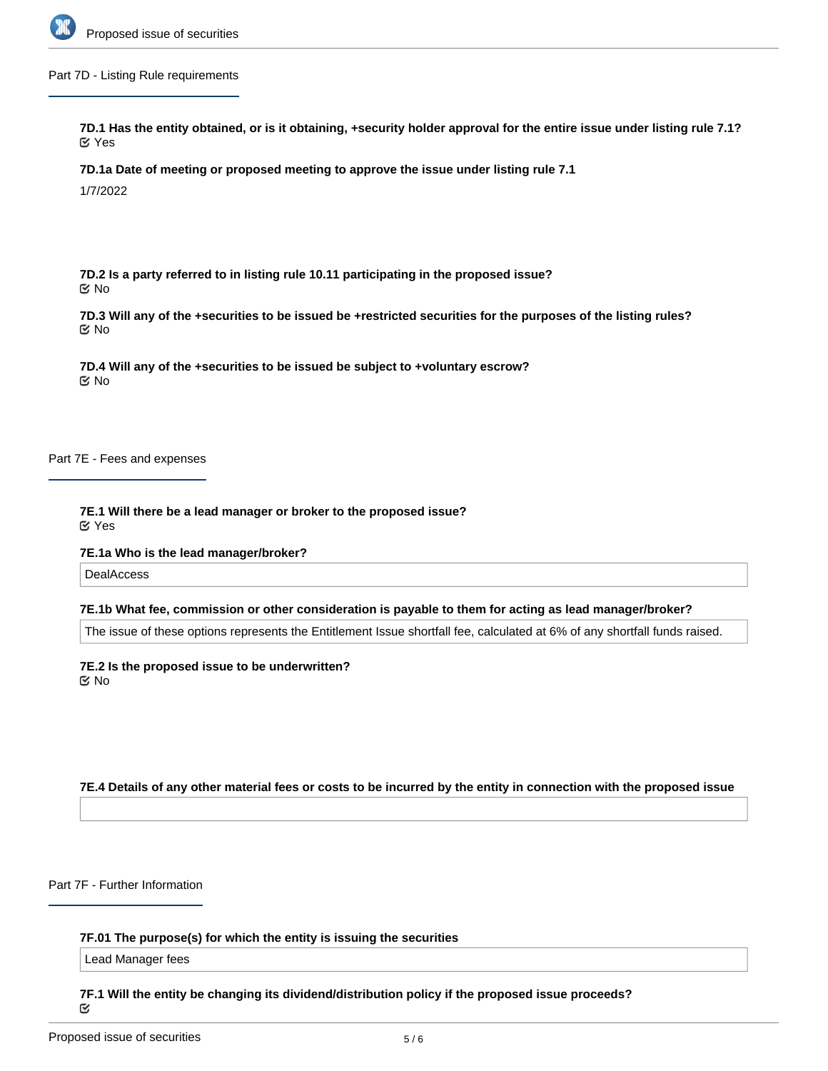## Part 7D - Listing Rule requirements

**7D.1 Has the entity obtained, or is it obtaining, +security holder approval for the entire issue under listing rule 7.1?**
Yes

**7D.1a Date of meeting or proposed meeting to approve the issue under listing rule 7.1**

1/7/2022

**7D.2 Is a party referred to in listing rule 10.11 participating in the proposed issue?**
No

**7D.3 Will any of the +securities to be issued be +restricted securities for the purposes of the listing rules?**
No

**7D.4 Will any of the +securities to be issued be subject to +voluntary escrow?**
No

## Part 7E - Fees and expenses

**7E.1 Will there be a lead manager or broker to the proposed issue?**
Yes

**7E.1a Who is the lead manager/broker?**

DealAccess

**7E.1b What fee, commission or other consideration is payable to them for acting as lead manager/broker?**

The issue of these options represents the Entitlement Issue shortfall fee, calculated at 6% of any shortfall funds raised.

**7E.2 Is the proposed issue to be underwritten?**
No

**7E.4 Details of any other material fees or costs to be incurred by the entity in connection with the proposed issue**

## Part 7F - Further Information

**7F.01 The purpose(s) for which the entity is issuing the securities**

Lead Manager fees

**7F.1 Will the entity be changing its dividend/distribution policy if the proposed issue proceeds?**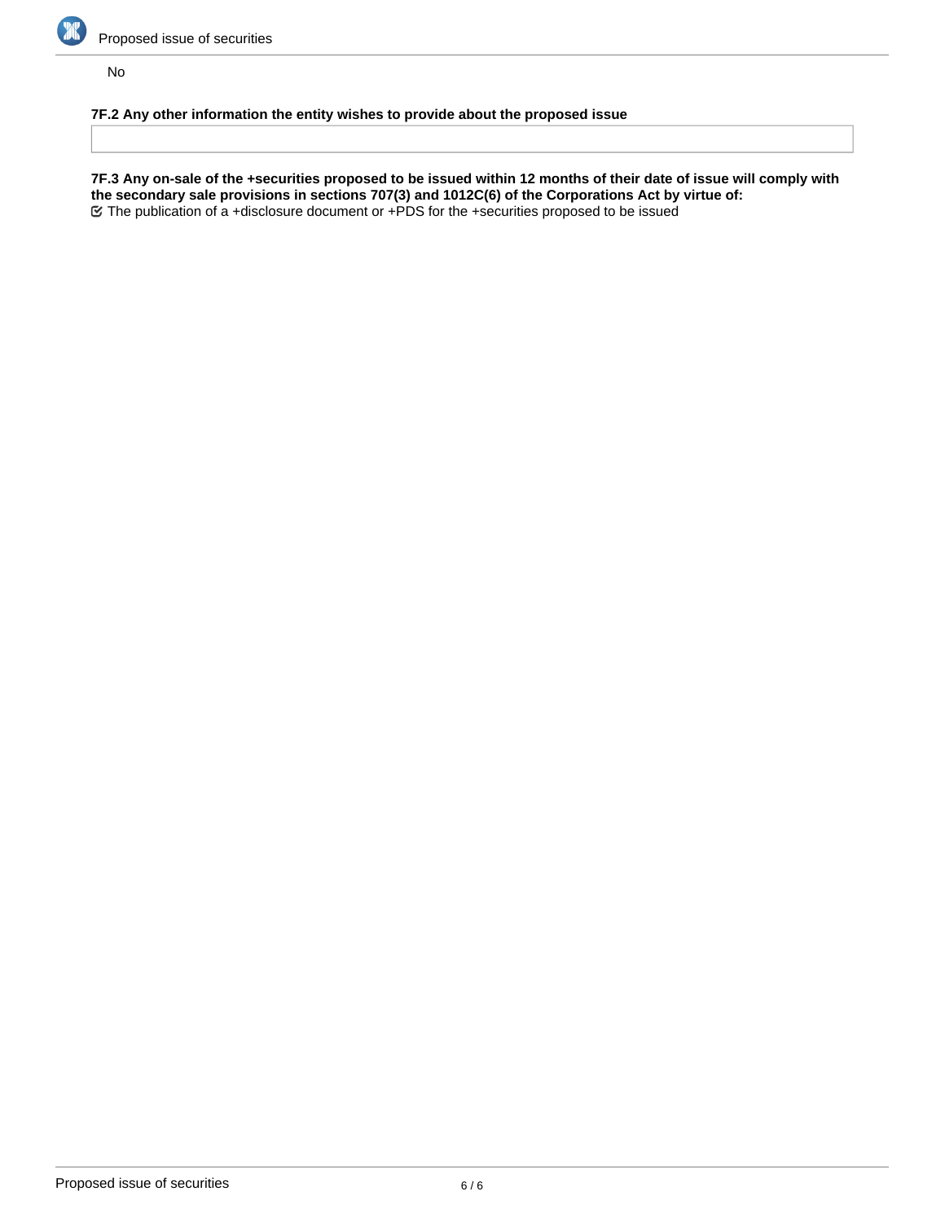No

**7F.2 Any other information the entity wishes to provide about the proposed issue**

**7F.3 Any on-sale of the +securities proposed to be issued within 12 months of their date of issue will comply with the secondary sale provisions in sections 707(3) and 1012C(6) of the Corporations Act by virtue of:**

☑ The publication of a +disclosure document or +PDS for the +securities proposed to be issued